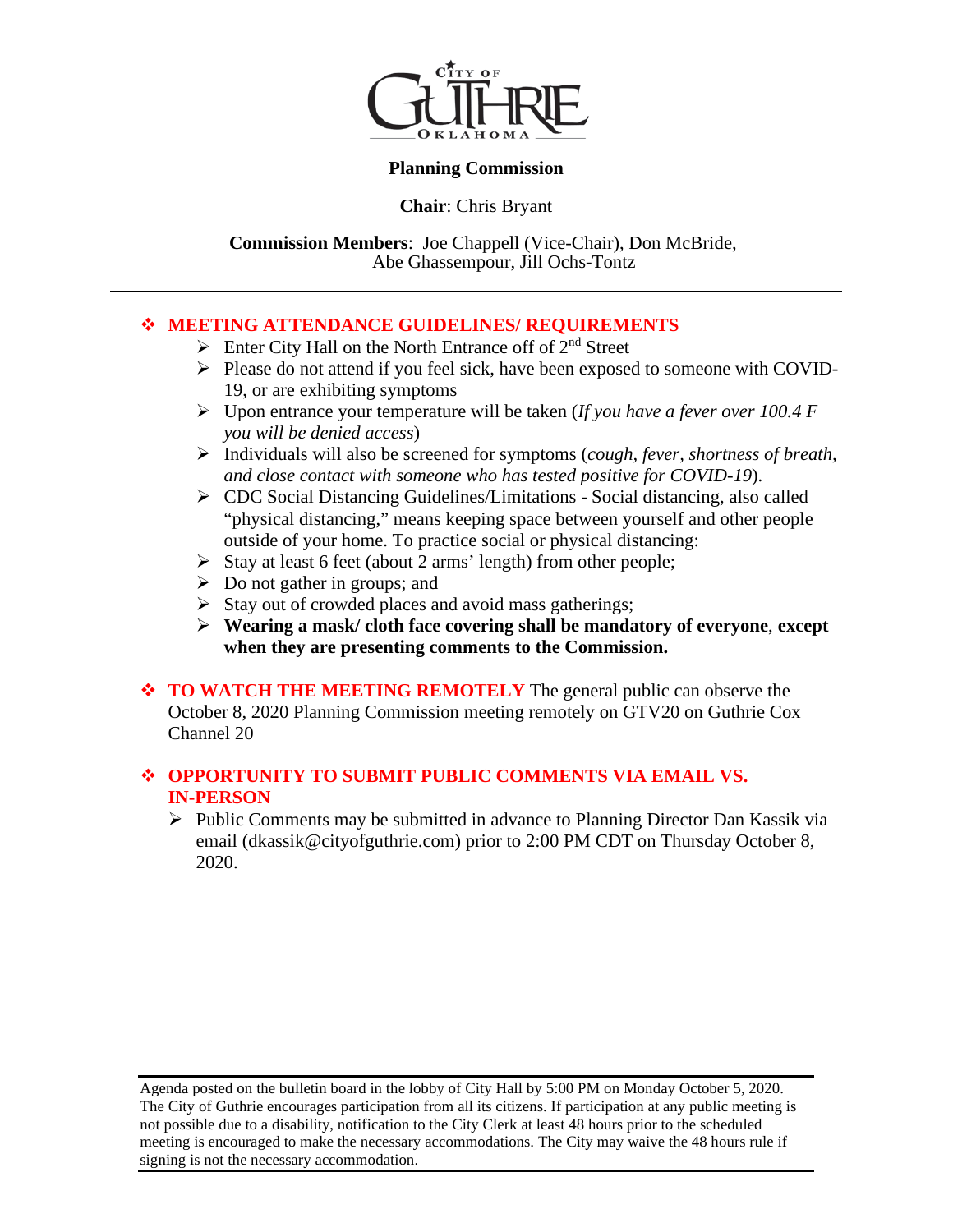CITY OF GUTHRIE OKLAHOMA

**Planning Commission**

**Chair**: Chris Bryant

**Commission Members**: Joe Chappell (Vice-Chair), Don McBride, Abe Ghassempour, Jill Ochs-Tontz

---

- **MEETING ATTENDANCE GUIDELINES/ REQUIREMENTS**
  - Enter City Hall on the North Entrance off of 2nd Street
  - Please do not attend if you feel sick, have been exposed to someone with COVID-19, or are exhibiting symptoms
  - Upon entrance your temperature will be taken (*If you have a fever over 100.4 F you will be denied access*)
  - Individuals will also be screened for symptoms (*cough, fever, shortness of breath, and close contact with someone who has tested positive for COVID-19*).
  - CDC Social Distancing Guidelines/Limitations - Social distancing, also called "physical distancing," means keeping space between yourself and other people outside of your home. To practice social or physical distancing:
  - Stay at least 6 feet (about 2 arms' length) from other people;
  - Do not gather in groups; and
  - Stay out of crowded places and avoid mass gatherings;
  - **Wearing a mask/ cloth face covering shall be mandatory of everyone**, **except when they are presenting comments to the Commission.**

- **TO WATCH THE MEETING REMOTELY** The general public can observe the October 8, 2020 Planning Commission meeting remotely on GTV20 on Guthrie Cox Channel 20

- **OPPORTUNITY TO SUBMIT PUBLIC COMMENTS VIA EMAIL VS. IN-PERSON**
  - Public Comments may be submitted in advance to Planning Director Dan Kassik via email (dkassik@cityofguthrie.com) prior to 2:00 PM CDT on Thursday October 8, 2020.

---

Agenda posted on the bulletin board in the lobby of City Hall by 5:00 PM on Monday October 5, 2020. The City of Guthrie encourages participation from all its citizens. If participation at any public meeting is not possible due to a disability, notification to the City Clerk at least 48 hours prior to the scheduled meeting is encouraged to make the necessary accommodations. The City may waive the 48 hours rule if signing is not the necessary accommodation.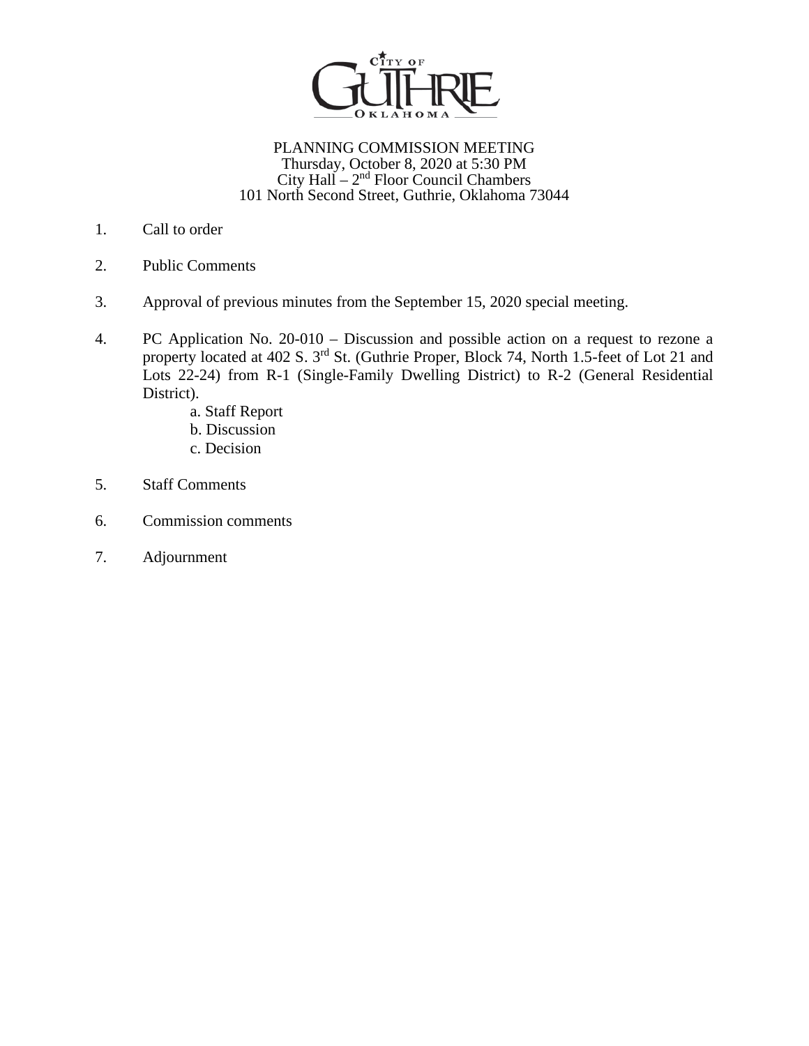CITY OF GUTHRIE OKLAHOMA

PLANNING COMMISSION MEETING
Thursday, October 8, 2020 at 5:30 PM
City Hall – 2nd Floor Council Chambers
101 North Second Street, Guthrie, Oklahoma 73044

1. Call to order

2. Public Comments

3. Approval of previous minutes from the September 15, 2020 special meeting.

4. PC Application No. 20-010 – Discussion and possible action on a request to rezone a property located at 402 S. 3rd St. (Guthrie Proper, Block 74, North 1.5-feet of Lot 21 and Lots 22-24) from R-1 (Single-Family Dwelling District) to R-2 (General Residential District).
    a. Staff Report
    b. Discussion
    c. Decision

5. Staff Comments

6. Commission comments

7. Adjournment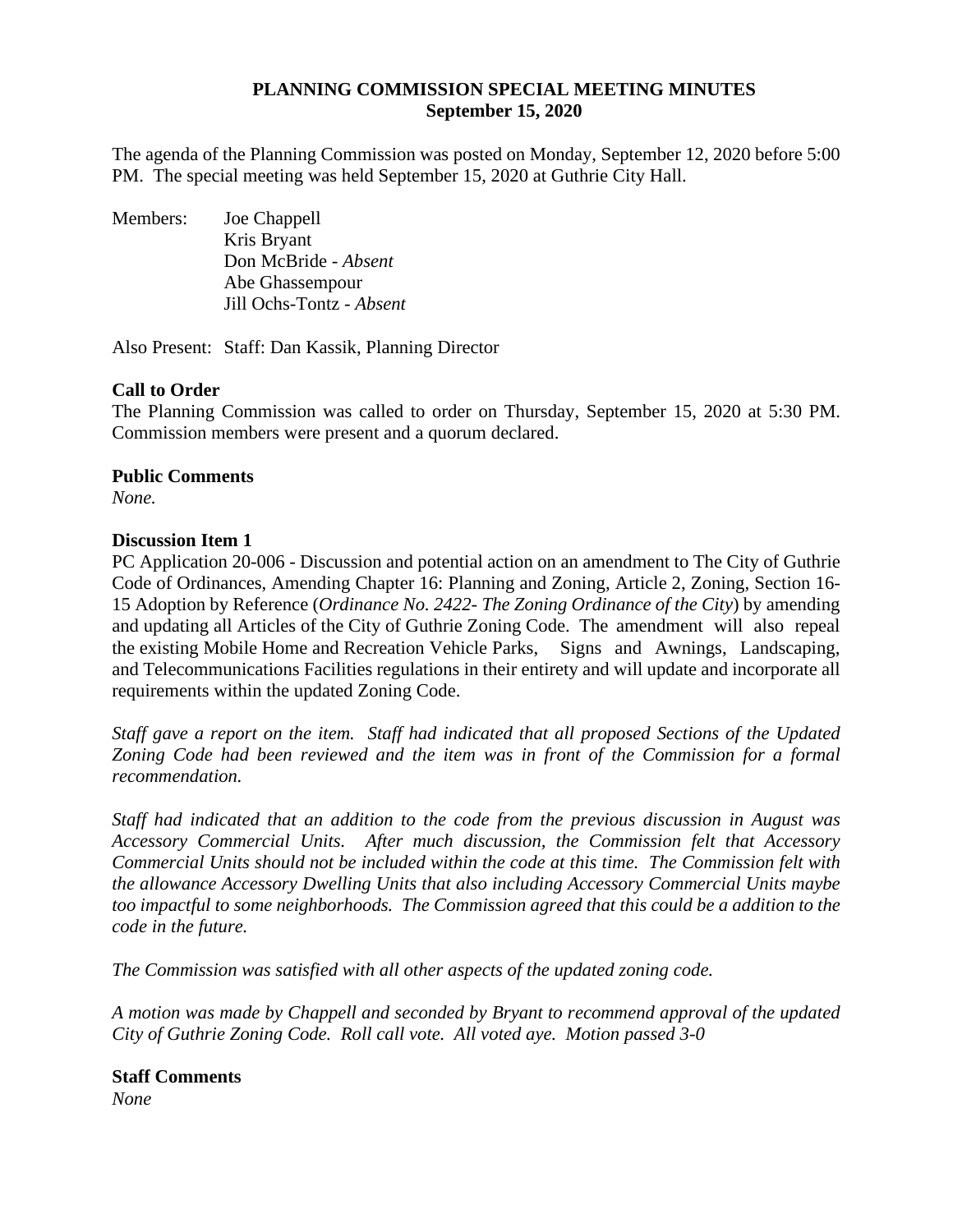**PLANNING COMMISSION SPECIAL MEETING MINUTES**
**September 15, 2020**

The agenda of the Planning Commission was posted on Monday, September 12, 2020 before 5:00 PM. The special meeting was held September 15, 2020 at Guthrie City Hall.

Members: Joe Chappell
Kris Bryant
Don McBride - *Absent*
Abe Ghassempour
Jill Ochs-Tontz - *Absent*

Also Present: Staff: Dan Kassik, Planning Director

**Call to Order**
The Planning Commission was called to order on Thursday, September 15, 2020 at 5:30 PM. Commission members were present and a quorum declared.

**Public Comments**
*None.*

**Discussion Item 1**
PC Application 20-006 - Discussion and potential action on an amendment to The City of Guthrie Code of Ordinances, Amending Chapter 16: Planning and Zoning, Article 2, Zoning, Section 16-15 Adoption by Reference (*Ordinance No. 2422- The Zoning Ordinance of the City*) by amending and updating all Articles of the City of Guthrie Zoning Code. The amendment will also repeal the existing Mobile Home and Recreation Vehicle Parks, Signs and Awnings, Landscaping, and Telecommunications Facilities regulations in their entirety and will update and incorporate all requirements within the updated Zoning Code.

*Staff gave a report on the item. Staff had indicated that all proposed Sections of the Updated Zoning Code had been reviewed and the item was in front of the Commission for a formal recommendation.*

*Staff had indicated that an addition to the code from the previous discussion in August was Accessory Commercial Units. After much discussion, the Commission felt that Accessory Commercial Units should not be included within the code at this time. The Commission felt with the allowance Accessory Dwelling Units that also including Accessory Commercial Units maybe too impactful to some neighborhoods. The Commission agreed that this could be a addition to the code in the future.*

*The Commission was satisfied with all other aspects of the updated zoning code.*

*A motion was made by Chappell and seconded by Bryant to recommend approval of the updated City of Guthrie Zoning Code. Roll call vote. All voted aye. Motion passed 3-0*

**Staff Comments**
*None*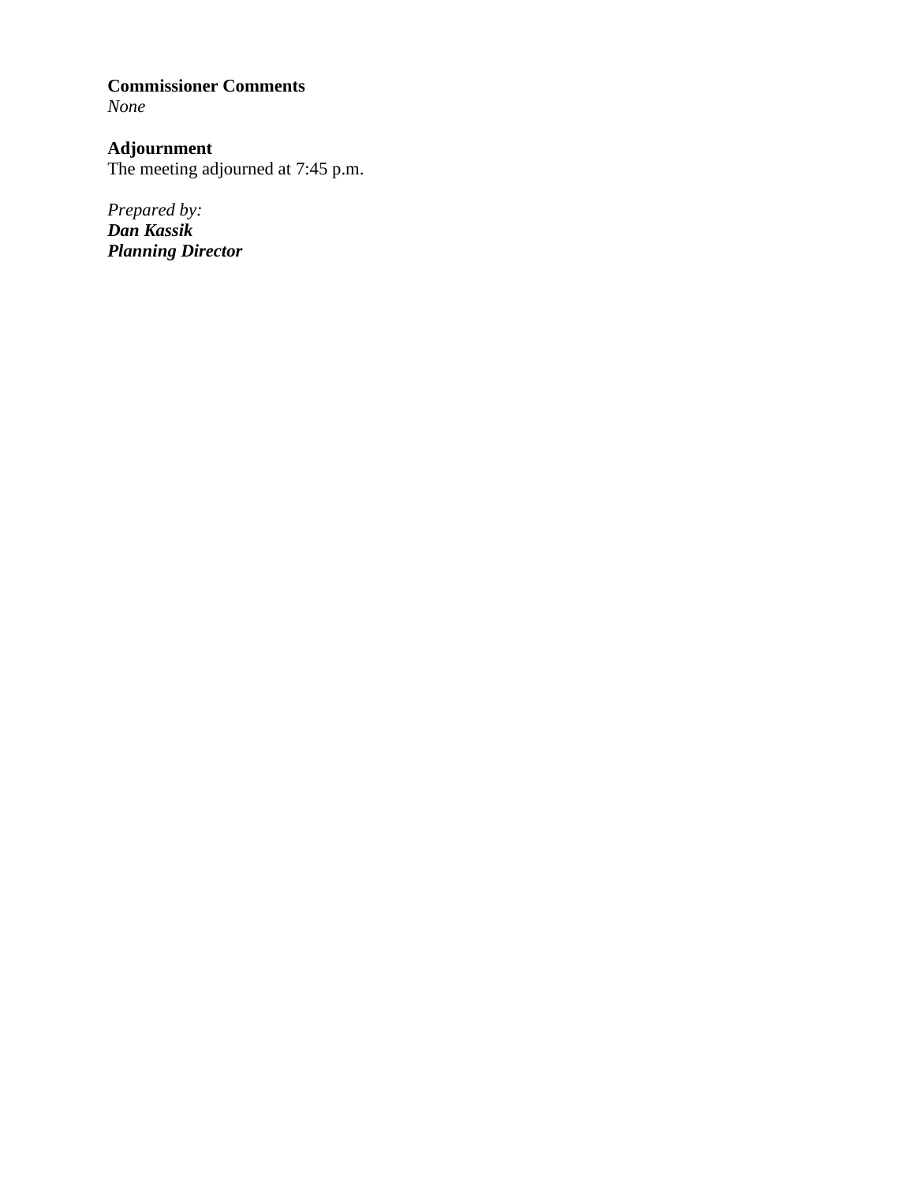**Commissioner Comments**
*None*

**Adjournment**
The meeting adjourned at 7:45 p.m.

*Prepared by:*
***Dan Kassik***
***Planning Director***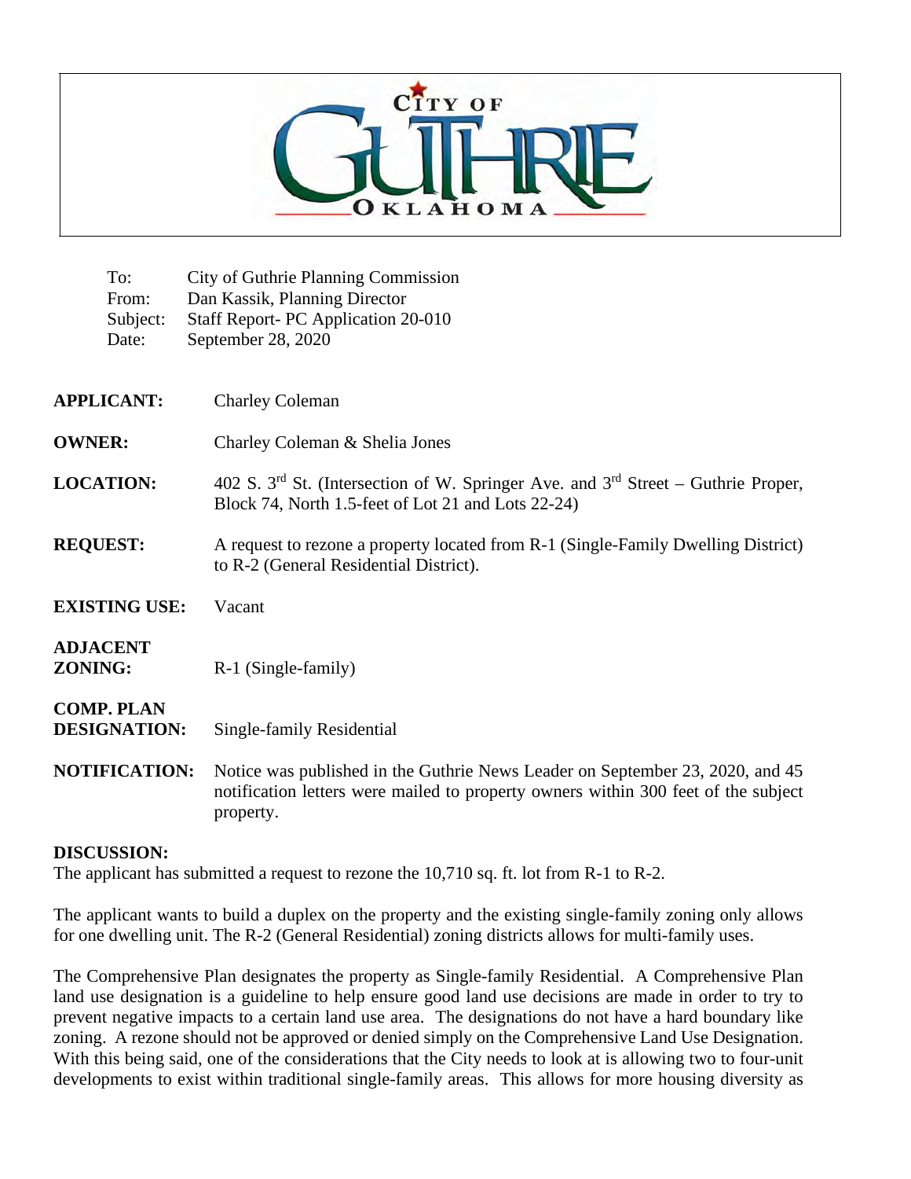CITY OF GUTHRIE OKLAHOMA

| | |
|---|---|
| To: | City of Guthrie Planning Commission |
| From: | Dan Kassik, Planning Director |
| Subject: | Staff Report- PC Application 20-010 |
| Date: | September 28, 2020 |

**APPLICANT:** Charley Coleman

**OWNER:** Charley Coleman & Shelia Jones

**LOCATION:** 402 S. 3rd St. (Intersection of W. Springer Ave. and 3rd Street – Guthrie Proper, Block 74, North 1.5-feet of Lot 21 and Lots 22-24)

**REQUEST:** A request to rezone a property located from R-1 (Single-Family Dwelling District) to R-2 (General Residential District).

**EXISTING USE:** Vacant

**ADJACENT ZONING:** R-1 (Single-family)

**COMP. PLAN DESIGNATION:** Single-family Residential

**NOTIFICATION:** Notice was published in the Guthrie News Leader on September 23, 2020, and 45 notification letters were mailed to property owners within 300 feet of the subject property.

**DISCUSSION:**

The applicant has submitted a request to rezone the 10,710 sq. ft. lot from R-1 to R-2.

The applicant wants to build a duplex on the property and the existing single-family zoning only allows for one dwelling unit. The R-2 (General Residential) zoning districts allows for multi-family uses.

The Comprehensive Plan designates the property as Single-family Residential. A Comprehensive Plan land use designation is a guideline to help ensure good land use decisions are made in order to try to prevent negative impacts to a certain land use area. The designations do not have a hard boundary like zoning. A rezone should not be approved or denied simply on the Comprehensive Land Use Designation. With this being said, one of the considerations that the City needs to look at is allowing two to four-unit developments to exist within traditional single-family areas. This allows for more housing diversity as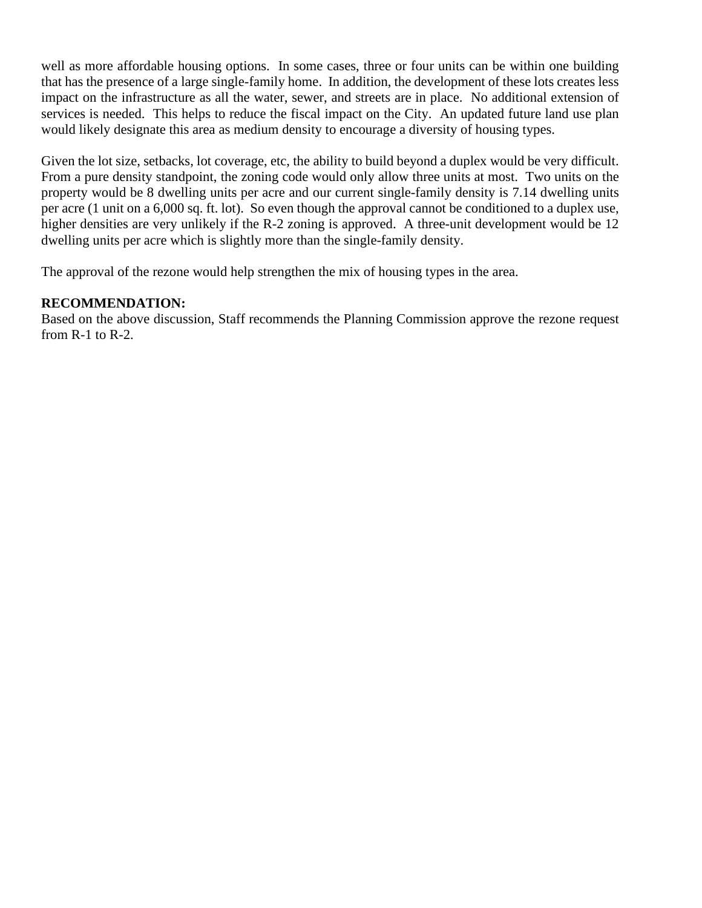well as more affordable housing options. In some cases, three or four units can be within one building that has the presence of a large single-family home. In addition, the development of these lots creates less impact on the infrastructure as all the water, sewer, and streets are in place. No additional extension of services is needed. This helps to reduce the fiscal impact on the City. An updated future land use plan would likely designate this area as medium density to encourage a diversity of housing types.

Given the lot size, setbacks, lot coverage, etc, the ability to build beyond a duplex would be very difficult. From a pure density standpoint, the zoning code would only allow three units at most. Two units on the property would be 8 dwelling units per acre and our current single-family density is 7.14 dwelling units per acre (1 unit on a 6,000 sq. ft. lot). So even though the approval cannot be conditioned to a duplex use, higher densities are very unlikely if the R-2 zoning is approved. A three-unit development would be 12 dwelling units per acre which is slightly more than the single-family density.

The approval of the rezone would help strengthen the mix of housing types in the area.

**RECOMMENDATION:**
Based on the above discussion, Staff recommends the Planning Commission approve the rezone request from R-1 to R-2.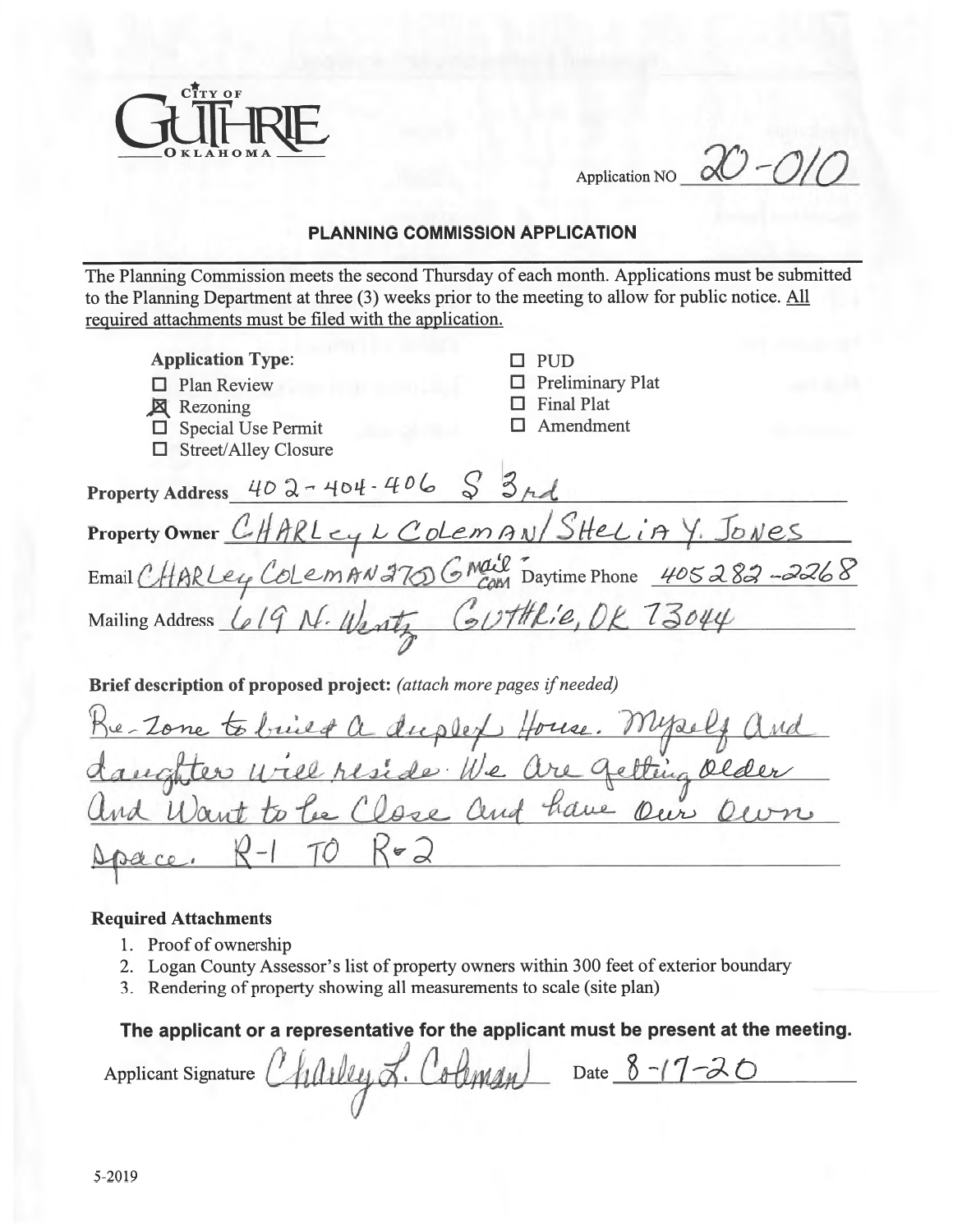CITY OF GUTHRIE OKLAHOMA

Application NO 20-010

## PLANNING COMMISSION APPLICATION

The Planning Commission meets the second Thursday of each month. Applications must be submitted to the Planning Department at three (3) weeks prior to the meeting to allow for public notice. All required attachments must be filed with the application.

**Application Type:**

- ☐ Plan Review
- ☒ Rezoning
- ☐ Special Use Permit
- ☐ Street/Alley Closure
- ☐ PUD
- ☐ Preliminary Plat
- ☐ Final Plat
- ☐ Amendment

**Property Address** 402-404-406 S 3rd

**Property Owner** CHARLey L COLEMAN/SHELiA Y. JONES

Email CHARLey COLEMAN27@GMail.com Daytime Phone 405 282-2268

Mailing Address 619 N. Wentz Guthrie, OK 73044

**Brief description of proposed project:** *(attach more pages if needed)*

Re-Zone to build a duplex House. Myself and daughter will reside. We are getting older and want to be close and have our own space. R-1 TO R-2

### Required Attachments

1. Proof of ownership
2. Logan County Assessor's list of property owners within 300 feet of exterior boundary
3. Rendering of property showing all measurements to scale (site plan)

**The applicant or a representative for the applicant must be present at the meeting.**

Applicant Signature Charley L. Coleman Date 8-17-20

5-2019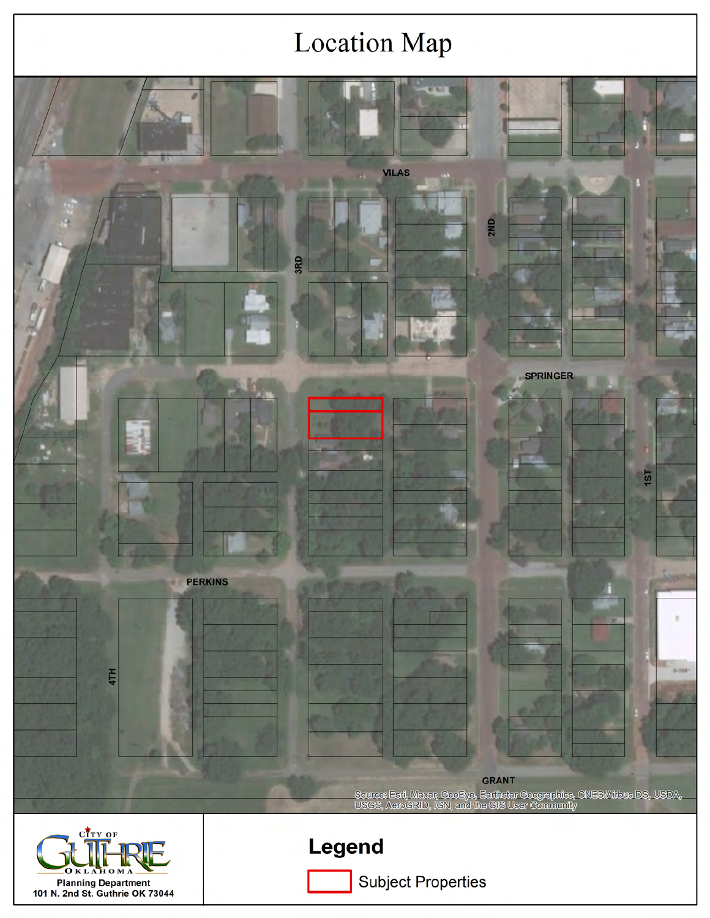# Location Map

VILAS

3RD

2ND

SPRINGER

1ST

PERKINS

4TH

GRANT

Source: Esri, Maxar, GeoEye, Earthstar Geographics, CNES/Airbus DS, USDA, USGS, AeroGRID, IGN, and the GIS User Community

CITY OF GUTHRIE OKLAHOMA

Planning Department
101 N. 2nd St. Guthrie OK 73044

**Legend**

Subject Properties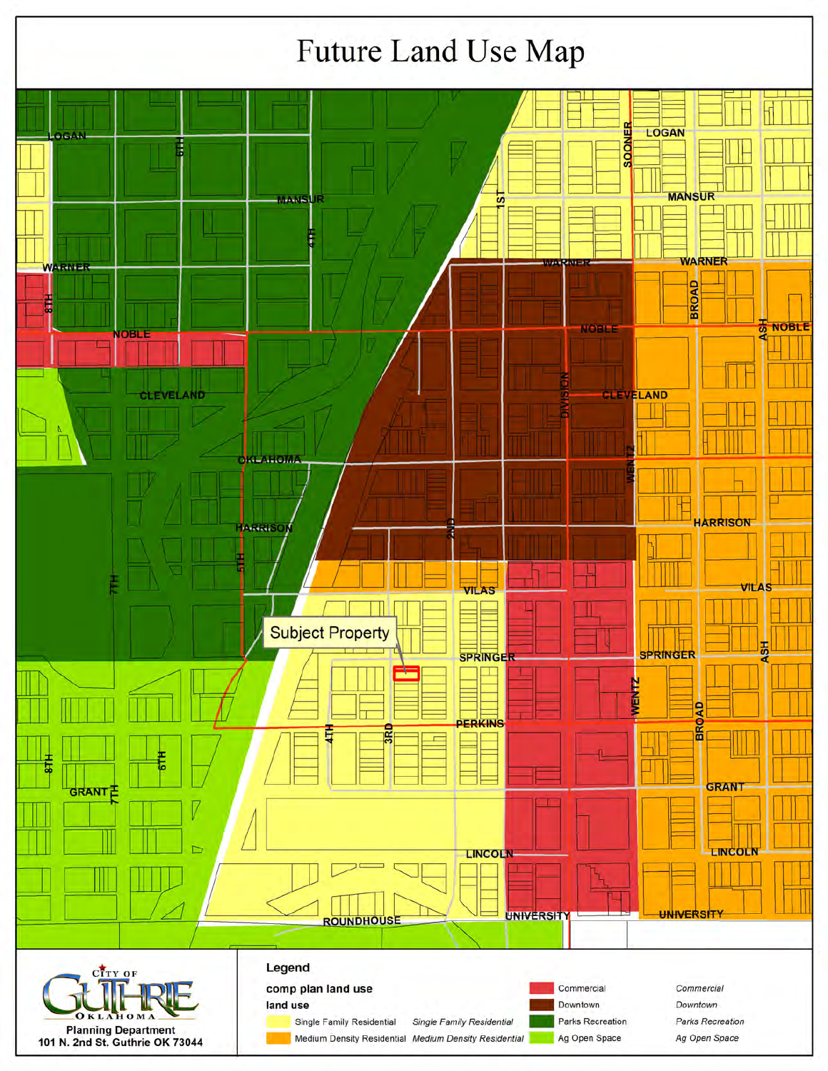# Future Land Use Map

Subject Property

**Legend**

comp plan land use

land use

| | | | |
|---|---|---|---|
| Single Family Residential | *Single Family Residential* | Commercial | *Commercial* |
| Medium Density Residential | *Medium Density Residential* | Downtown | *Downtown* |
| | | Parks Recreation | *Parks Recreation* |
| | | Ag Open Space | *Ag Open Space* |

CITY OF GUTHRIE OKLAHOMA

Planning Department
101 N. 2nd St. Guthrie OK 73044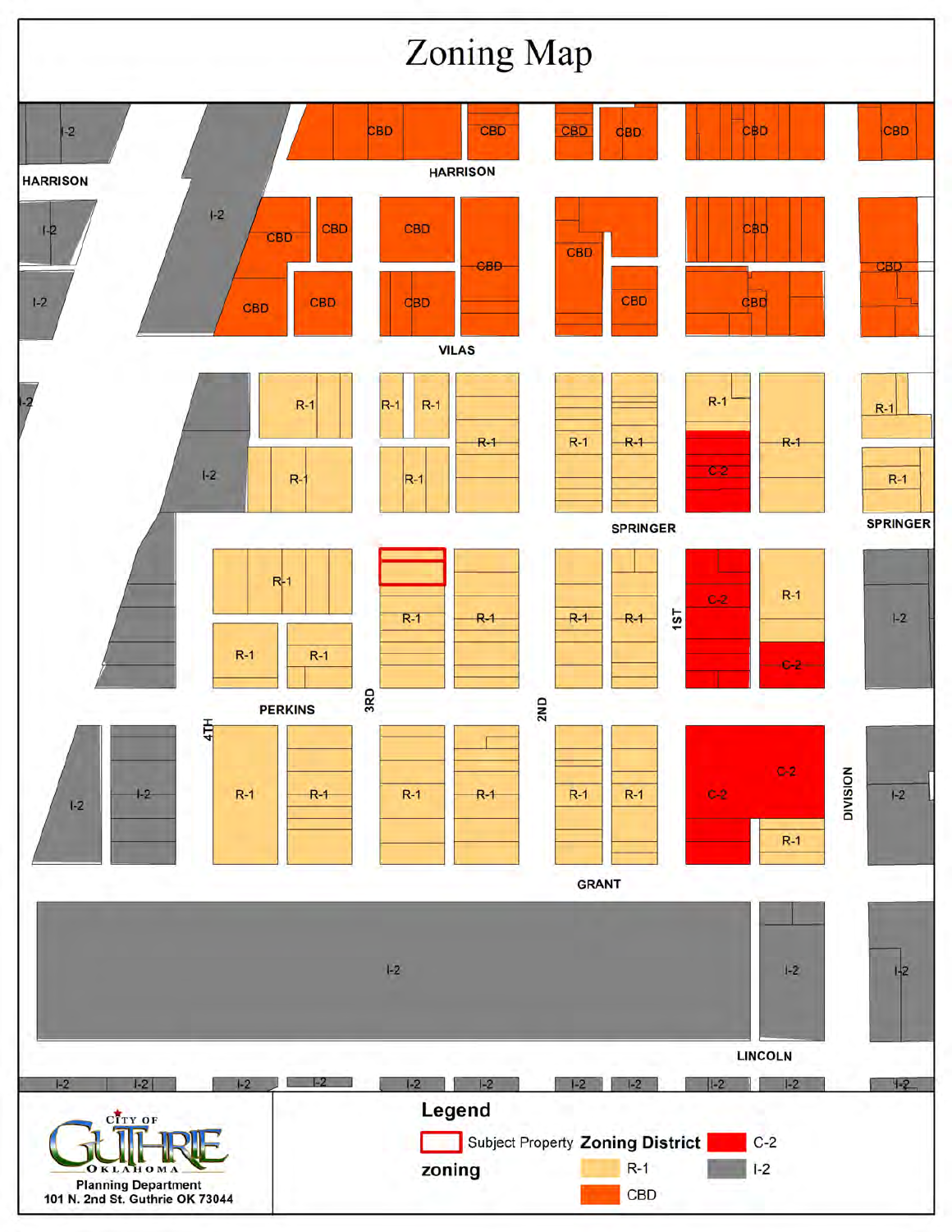# Zoning Map

HARRISON

VILAS

SPRINGER

PERKINS

GRANT

LINCOLN

4TH

3RD

2ND

1ST

DIVISION

## Legend

Subject Property

zoning

**Zoning District**

- C-2
- R-1
- I-2
- CBD

CITY OF GUTHRIE OKLAHOMA

Planning Department
101 N. 2nd St. Guthrie OK 73044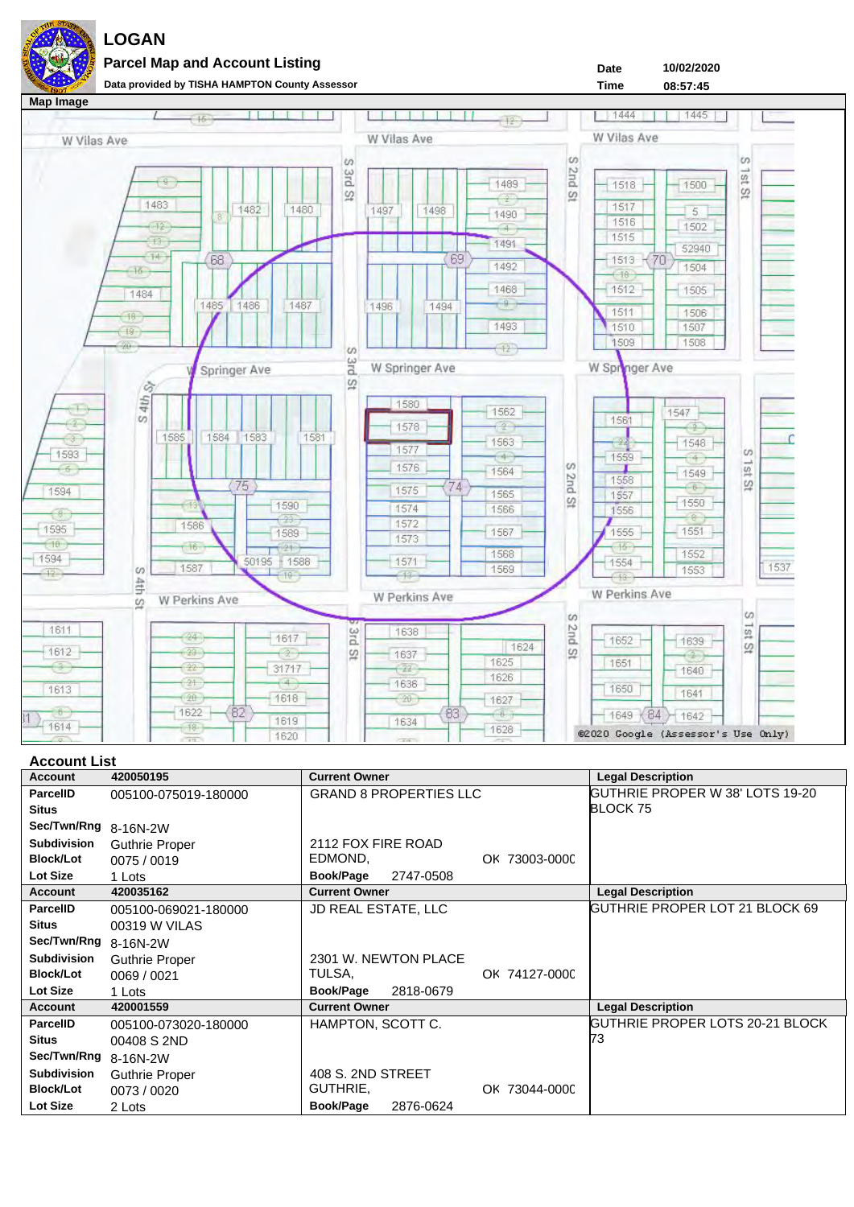# LOGAN

## Parcel Map and Account Listing

Data provided by TISHA HAMPTON County Assessor

Date 10/02/2020

Time 08:57:45

**Map Image**

©2020 Google (Assessor's Use Only)

**Account List**

| Account | 420050195 | Current Owner | Legal Description |
|---|---|---|---|
| ParcelID | 005100-075019-180000 | GRAND 8 PROPERTIES LLC | GUTHRIE PROPER W 38' LOTS 19-20 BLOCK 75 |
| Situs | | | |
| Sec/Twn/Rng | 8-16N-2W | | |
| Subdivision | Guthrie Proper | 2112 FOX FIRE ROAD | |
| Block/Lot | 0075 / 0019 | EDMOND, OK 73003-000C | |
| Lot Size | 1 Lots | Book/Page 2747-0508 | |
| **Account** | **420035162** | **Current Owner** | **Legal Description** |
| ParcelID | 005100-069021-180000 | JD REAL ESTATE, LLC | GUTHRIE PROPER LOT 21 BLOCK 69 |
| Situs | 00319 W VILAS | | |
| Sec/Twn/Rng | 8-16N-2W | | |
| Subdivision | Guthrie Proper | 2301 W. NEWTON PLACE | |
| Block/Lot | 0069 / 0021 | TULSA, OK 74127-000C | |
| Lot Size | 1 Lots | Book/Page 2818-0679 | |
| **Account** | **420001559** | **Current Owner** | **Legal Description** |
| ParcelID | 005100-073020-180000 | HAMPTON, SCOTT C. | GUTHRIE PROPER LOTS 20-21 BLOCK 73 |
| Situs | 00408 S 2ND | | |
| Sec/Twn/Rng | 8-16N-2W | | |
| Subdivision | Guthrie Proper | 408 S. 2ND STREET | |
| Block/Lot | 0073 / 0020 | GUTHRIE, OK 73044-000C | |
| Lot Size | 2 Lots | Book/Page 2876-0624 | |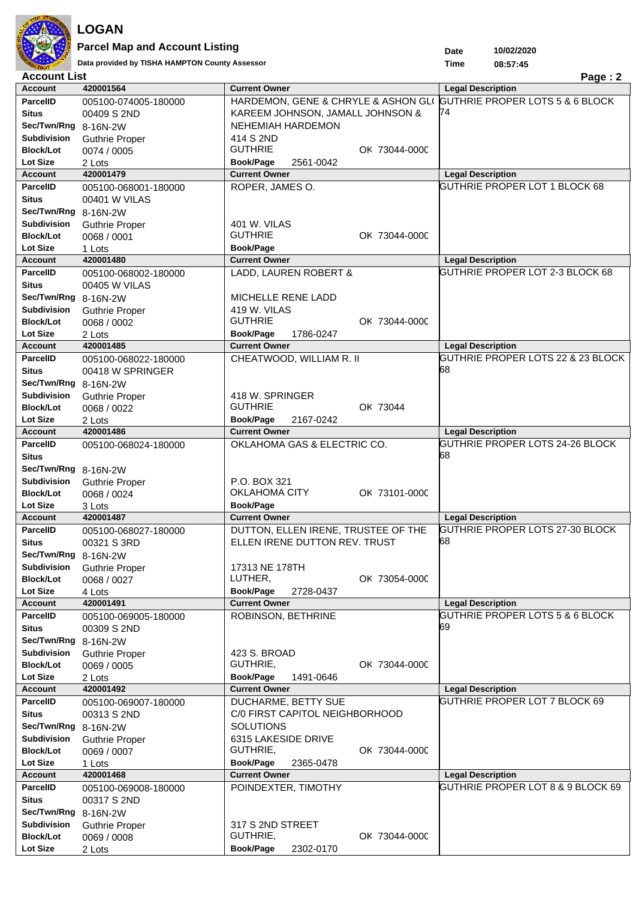# LOGAN

## Parcel Map and Account Listing

**Data provided by TISHA HAMPTON County Assessor**

| Date | 10/02/2020 |
|---|---|
| Time | 08:57:45 |

**Account List**

| Account | Current Owner | Legal Description |
|---|---|---|
| **Account** 420001564<br>**ParcelID** 005100-074005-180000<br>**Situs** 00409 S 2ND<br>**Sec/Twn/Rng** 8-16N-2W<br>**Subdivision** Guthrie Proper<br>**Block/Lot** 0074 / 0005<br>**Lot Size** 2 Lots | HARDEMON, GENE & CHRYLE & ASHON GL( KAREEM JOHNSON, JAMALL JOHNSON & NEHEMIAH HARDEMON<br>414 S 2ND<br>GUTHRIE OK 73044-000C<br>**Book/Page** 2561-0042 | GUTHRIE PROPER LOTS 5 & 6 BLOCK 74 |
| **Account** 420001479<br>**ParcelID** 005100-068001-180000<br>**Situs** 00401 W VILAS<br>**Sec/Twn/Rng** 8-16N-2W<br>**Subdivision** Guthrie Proper<br>**Block/Lot** 0068 / 0001<br>**Lot Size** 1 Lots | ROPER, JAMES O.<br>401 W. VILAS<br>GUTHRIE OK 73044-000C<br>**Book/Page** | GUTHRIE PROPER LOT 1 BLOCK 68 |
| **Account** 420001480<br>**ParcelID** 005100-068002-180000<br>**Situs** 00405 W VILAS<br>**Sec/Twn/Rng** 8-16N-2W<br>**Subdivision** Guthrie Proper<br>**Block/Lot** 0068 / 0002<br>**Lot Size** 2 Lots | LADD, LAUREN ROBERT &<br>MICHELLE RENE LADD<br>419 W. VILAS<br>GUTHRIE OK 73044-000C<br>**Book/Page** 1786-0247 | GUTHRIE PROPER LOT 2-3 BLOCK 68 |
| **Account** 420001485<br>**ParcelID** 005100-068022-180000<br>**Situs** 00418 W SPRINGER<br>**Sec/Twn/Rng** 8-16N-2W<br>**Subdivision** Guthrie Proper<br>**Block/Lot** 0068 / 0022<br>**Lot Size** 2 Lots | CHEATWOOD, WILLIAM R. II<br>418 W. SPRINGER<br>GUTHRIE OK 73044<br>**Book/Page** 2167-0242 | GUTHRIE PROPER LOTS 22 & 23 BLOCK 68 |
| **Account** 420001486<br>**ParcelID** 005100-068024-180000<br>**Situs**<br>**Sec/Twn/Rng** 8-16N-2W<br>**Subdivision** Guthrie Proper<br>**Block/Lot** 0068 / 0024<br>**Lot Size** 3 Lots | OKLAHOMA GAS & ELECTRIC CO.<br>P.O. BOX 321<br>OKLAHOMA CITY OK 73101-000C<br>**Book/Page** | GUTHRIE PROPER LOTS 24-26 BLOCK 68 |
| **Account** 420001487<br>**ParcelID** 005100-068027-180000<br>**Situs** 00321 S 3RD<br>**Sec/Twn/Rng** 8-16N-2W<br>**Subdivision** Guthrie Proper<br>**Block/Lot** 0068 / 0027<br>**Lot Size** 4 Lots | DUTTON, ELLEN IRENE, TRUSTEE OF THE ELLEN IRENE DUTTON REV. TRUST<br>17313 NE 178TH<br>LUTHER, OK 73054-000C<br>**Book/Page** 2728-0437 | GUTHRIE PROPER LOTS 27-30 BLOCK 68 |
| **Account** 420001491<br>**ParcelID** 005100-069005-180000<br>**Situs** 00309 S 2ND<br>**Sec/Twn/Rng** 8-16N-2W<br>**Subdivision** Guthrie Proper<br>**Block/Lot** 0069 / 0005<br>**Lot Size** 2 Lots | ROBINSON, BETHRINE<br>423 S. BROAD<br>GUTHRIE, OK 73044-000C<br>**Book/Page** 1491-0646 | GUTHRIE PROPER LOTS 5 & 6 BLOCK 69 |
| **Account** 420001492<br>**ParcelID** 005100-069007-180000<br>**Situs** 00313 S 2ND<br>**Sec/Twn/Rng** 8-16N-2W<br>**Subdivision** Guthrie Proper<br>**Block/Lot** 0069 / 0007<br>**Lot Size** 1 Lots | DUCHARME, BETTY SUE<br>C/0 FIRST CAPITOL NEIGHBORHOOD SOLUTIONS<br>6315 LAKESIDE DRIVE<br>GUTHRIE, OK 73044-000C<br>**Book/Page** 2365-0478 | GUTHRIE PROPER LOT 7 BLOCK 69 |
| **Account** 420001468<br>**ParcelID** 005100-069008-180000<br>**Situs** 00317 S 2ND<br>**Sec/Twn/Rng** 8-16N-2W<br>**Subdivision** Guthrie Proper<br>**Block/Lot** 0069 / 0008<br>**Lot Size** 2 Lots | POINDEXTER, TIMOTHY<br>317 S 2ND STREET<br>GUTHRIE, OK 73044-000C<br>**Book/Page** 2302-0170 | GUTHRIE PROPER LOT 8 & 9 BLOCK 69 |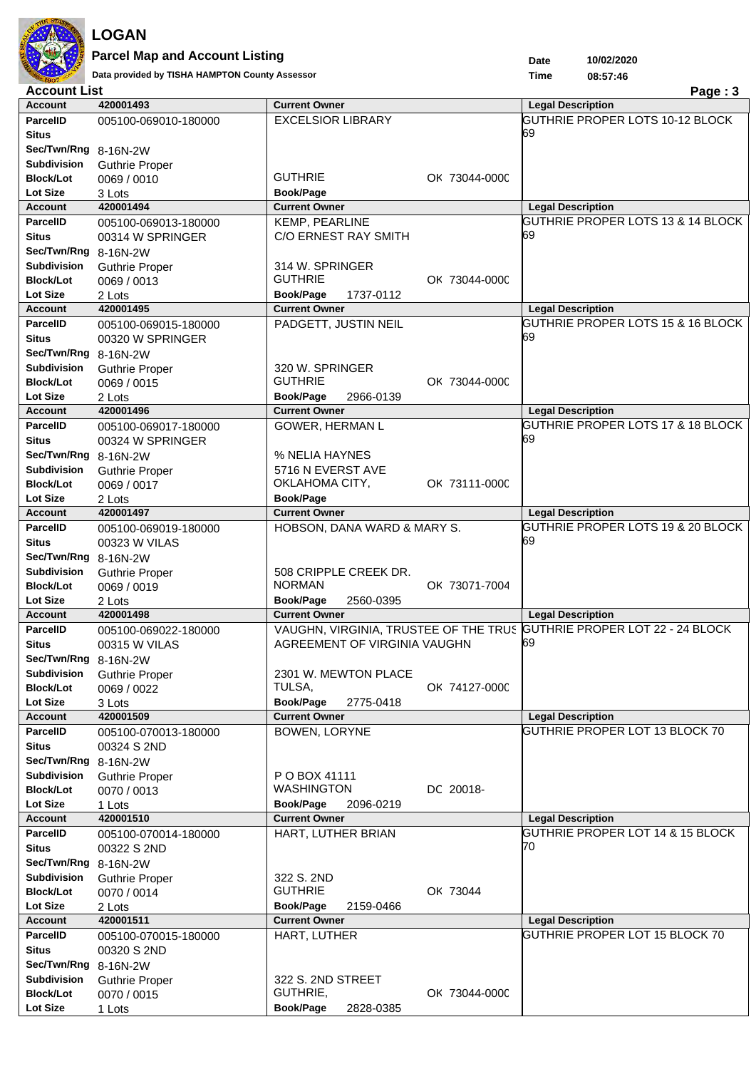# LOGAN

## Parcel Map and Account Listing

Data provided by TISHA HAMPTON County Assessor

Date 10/02/2020
Time 08:57:46

**Account List**

| Account | 420001493 | Current Owner | Legal Description |
|---|---|---|---|
| ParcelID | 005100-069010-180000 | EXCELSIOR LIBRARY | GUTHRIE PROPER LOTS 10-12 BLOCK 69 |
| Situs | | | |
| Sec/Twn/Rng | 8-16N-2W | | |
| Subdivision | Guthrie Proper | | |
| Block/Lot | 0069 / 0010 | GUTHRIE OK 73044-0000 | |
| Lot Size | 3 Lots | Book/Page | |
| **Account** | **420001494** | **Current Owner** | **Legal Description** |
| ParcelID | 005100-069013-180000 | KEMP, PEARLINE | GUTHRIE PROPER LOTS 13 & 14 BLOCK 69 |
| Situs | 00314 W SPRINGER | C/O ERNEST RAY SMITH | |
| Sec/Twn/Rng | 8-16N-2W | | |
| Subdivision | Guthrie Proper | 314 W. SPRINGER | |
| Block/Lot | 0069 / 0013 | GUTHRIE OK 73044-0000 | |
| Lot Size | 2 Lots | Book/Page 1737-0112 | |
| **Account** | **420001495** | **Current Owner** | **Legal Description** |
| ParcelID | 005100-069015-180000 | PADGETT, JUSTIN NEIL | GUTHRIE PROPER LOTS 15 & 16 BLOCK 69 |
| Situs | 00320 W SPRINGER | | |
| Sec/Twn/Rng | 8-16N-2W | | |
| Subdivision | Guthrie Proper | 320 W. SPRINGER | |
| Block/Lot | 0069 / 0015 | GUTHRIE OK 73044-0000 | |
| Lot Size | 2 Lots | Book/Page 2966-0139 | |
| **Account** | **420001496** | **Current Owner** | **Legal Description** |
| ParcelID | 005100-069017-180000 | GOWER, HERMAN L | GUTHRIE PROPER LOTS 17 & 18 BLOCK 69 |
| Situs | 00324 W SPRINGER | | |
| Sec/Twn/Rng | 8-16N-2W | % NELIA HAYNES | |
| Subdivision | Guthrie Proper | 5716 N EVERST AVE | |
| Block/Lot | 0069 / 0017 | OKLAHOMA CITY, OK 73111-0000 | |
| Lot Size | 2 Lots | Book/Page | |
| **Account** | **420001497** | **Current Owner** | **Legal Description** |
| ParcelID | 005100-069019-180000 | HOBSON, DANA WARD & MARY S. | GUTHRIE PROPER LOTS 19 & 20 BLOCK 69 |
| Situs | 00323 W VILAS | | |
| Sec/Twn/Rng | 8-16N-2W | | |
| Subdivision | Guthrie Proper | 508 CRIPPLE CREEK DR. | |
| Block/Lot | 0069 / 0019 | NORMAN OK 73071-7004 | |
| Lot Size | 2 Lots | Book/Page 2560-0395 | |
| **Account** | **420001498** | **Current Owner** | **Legal Description** |
| ParcelID | 005100-069022-180000 | VAUGHN, VIRGINIA, TRUSTEE OF THE TRUS | GUTHRIE PROPER LOT 22 - 24 BLOCK 69 |
| Situs | 00315 W VILAS | AGREEMENT OF VIRGINIA VAUGHN | |
| Sec/Twn/Rng | 8-16N-2W | | |
| Subdivision | Guthrie Proper | 2301 W. MEWTON PLACE | |
| Block/Lot | 0069 / 0022 | TULSA, OK 74127-0000 | |
| Lot Size | 3 Lots | Book/Page 2775-0418 | |
| **Account** | **420001509** | **Current Owner** | **Legal Description** |
| ParcelID | 005100-070013-180000 | BOWEN, LORYNE | GUTHRIE PROPER LOT 13 BLOCK 70 |
| Situs | 00324 S 2ND | | |
| Sec/Twn/Rng | 8-16N-2W | | |
| Subdivision | Guthrie Proper | P O BOX 41111 | |
| Block/Lot | 0070 / 0013 | WASHINGTON DC 20018- | |
| Lot Size | 1 Lots | Book/Page 2096-0219 | |
| **Account** | **420001510** | **Current Owner** | **Legal Description** |
| ParcelID | 005100-070014-180000 | HART, LUTHER BRIAN | GUTHRIE PROPER LOT 14 & 15 BLOCK 70 |
| Situs | 00322 S 2ND | | |
| Sec/Twn/Rng | 8-16N-2W | | |
| Subdivision | Guthrie Proper | 322 S. 2ND | |
| Block/Lot | 0070 / 0014 | GUTHRIE OK 73044 | |
| Lot Size | 2 Lots | Book/Page 2159-0466 | |
| **Account** | **420001511** | **Current Owner** | **Legal Description** |
| ParcelID | 005100-070015-180000 | HART, LUTHER | GUTHRIE PROPER LOT 15 BLOCK 70 |
| Situs | 00320 S 2ND | | |
| Sec/Twn/Rng | 8-16N-2W | | |
| Subdivision | Guthrie Proper | 322 S. 2ND STREET | |
| Block/Lot | 0070 / 0015 | GUTHRIE, OK 73044-0000 | |
| Lot Size | 1 Lots | Book/Page 2828-0385 | |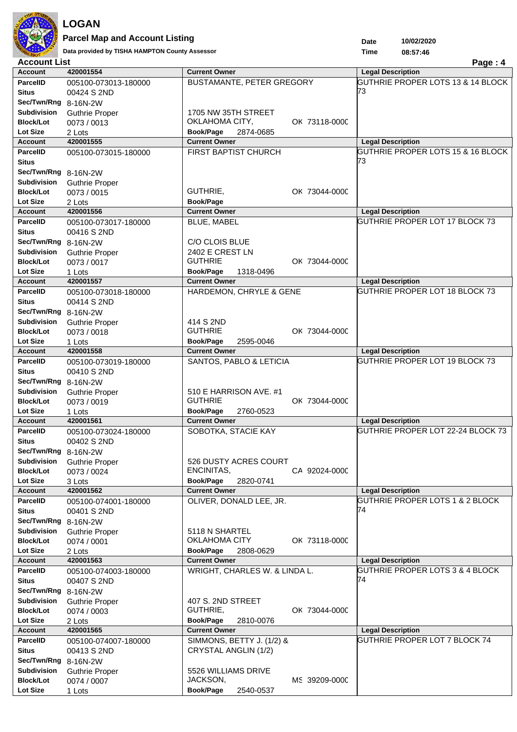# LOGAN

## Parcel Map and Account Listing

Data provided by TISHA HAMPTON County Assessor

Date 10/02/2020
Time 08:57:46

**Account List**

| Account | 420001554 | Current Owner | Legal Description |
|---|---|---|---|
| ParcelID | 005100-073013-180000 | BUSTAMANTE, PETER GREGORY | GUTHRIE PROPER LOTS 13 & 14 BLOCK 73 |
| Situs | 00424 S 2ND | | |
| Sec/Twn/Rng | 8-16N-2W | | |
| Subdivision | Guthrie Proper | 1705 NW 35TH STREET | |
| Block/Lot | 0073 / 0013 | OKLAHOMA CITY, OK 73118-0000 | |
| Lot Size | 2 Lots | Book/Page 2874-0685 | |

| Account | 420001555 | Current Owner | Legal Description |
|---|---|---|---|
| ParcelID | 005100-073015-180000 | FIRST BAPTIST CHURCH | GUTHRIE PROPER LOTS 15 & 16 BLOCK 73 |
| Situs | | | |
| Sec/Twn/Rng | 8-16N-2W | | |
| Subdivision | Guthrie Proper | | |
| Block/Lot | 0073 / 0015 | GUTHRIE, OK 73044-0000 | |
| Lot Size | 2 Lots | Book/Page | |

| Account | 420001556 | Current Owner | Legal Description |
|---|---|---|---|
| ParcelID | 005100-073017-180000 | BLUE, MABEL | GUTHRIE PROPER LOT 17 BLOCK 73 |
| Situs | 00416 S 2ND | | |
| Sec/Twn/Rng | 8-16N-2W | C/O CLOIS BLUE | |
| Subdivision | Guthrie Proper | 2402 E CREST LN | |
| Block/Lot | 0073 / 0017 | GUTHRIE OK 73044-0000 | |
| Lot Size | 1 Lots | Book/Page 1318-0496 | |

| Account | 420001557 | Current Owner | Legal Description |
|---|---|---|---|
| ParcelID | 005100-073018-180000 | HARDEMON, CHRYLE & GENE | GUTHRIE PROPER LOT 18 BLOCK 73 |
| Situs | 00414 S 2ND | | |
| Sec/Twn/Rng | 8-16N-2W | | |
| Subdivision | Guthrie Proper | 414 S 2ND | |
| Block/Lot | 0073 / 0018 | GUTHRIE OK 73044-0000 | |
| Lot Size | 1 Lots | Book/Page 2595-0046 | |

| Account | 420001558 | Current Owner | Legal Description |
|---|---|---|---|
| ParcelID | 005100-073019-180000 | SANTOS, PABLO & LETICIA | GUTHRIE PROPER LOT 19 BLOCK 73 |
| Situs | 00410 S 2ND | | |
| Sec/Twn/Rng | 8-16N-2W | | |
| Subdivision | Guthrie Proper | 510 E HARRISON AVE. #1 | |
| Block/Lot | 0073 / 0019 | GUTHRIE OK 73044-0000 | |
| Lot Size | 1 Lots | Book/Page 2760-0523 | |

| Account | 420001561 | Current Owner | Legal Description |
|---|---|---|---|
| ParcelID | 005100-073024-180000 | SOBOTKA, STACIE KAY | GUTHRIE PROPER LOT 22-24 BLOCK 73 |
| Situs | 00402 S 2ND | | |
| Sec/Twn/Rng | 8-16N-2W | | |
| Subdivision | Guthrie Proper | 526 DUSTY ACRES COURT | |
| Block/Lot | 0073 / 0024 | ENCINITAS, CA 92024-0000 | |
| Lot Size | 3 Lots | Book/Page 2820-0741 | |

| Account | 420001562 | Current Owner | Legal Description |
|---|---|---|---|
| ParcelID | 005100-074001-180000 | OLIVER, DONALD LEE, JR. | GUTHRIE PROPER LOTS 1 & 2 BLOCK 74 |
| Situs | 00401 S 2ND | | |
| Sec/Twn/Rng | 8-16N-2W | | |
| Subdivision | Guthrie Proper | 5118 N SHARTEL | |
| Block/Lot | 0074 / 0001 | OKLAHOMA CITY OK 73118-0000 | |
| Lot Size | 2 Lots | Book/Page 2808-0629 | |

| Account | 420001563 | Current Owner | Legal Description |
|---|---|---|---|
| ParcelID | 005100-074003-180000 | WRIGHT, CHARLES W. & LINDA L. | GUTHRIE PROPER LOTS 3 & 4 BLOCK 74 |
| Situs | 00407 S 2ND | | |
| Sec/Twn/Rng | 8-16N-2W | | |
| Subdivision | Guthrie Proper | 407 S. 2ND STREET | |
| Block/Lot | 0074 / 0003 | GUTHRIE, OK 73044-0000 | |
| Lot Size | 2 Lots | Book/Page 2810-0076 | |

| Account | 420001565 | Current Owner | Legal Description |
|---|---|---|---|
| ParcelID | 005100-074007-180000 | SIMMONS, BETTY J. (1/2) & | GUTHRIE PROPER LOT 7 BLOCK 74 |
| Situs | 00413 S 2ND | CRYSTAL ANGLIN (1/2) | |
| Sec/Twn/Rng | 8-16N-2W | | |
| Subdivision | Guthrie Proper | 5526 WILLIAMS DRIVE | |
| Block/Lot | 0074 / 0007 | JACKSON, MS 39209-0000 | |
| Lot Size | 1 Lots | Book/Page 2540-0537 | |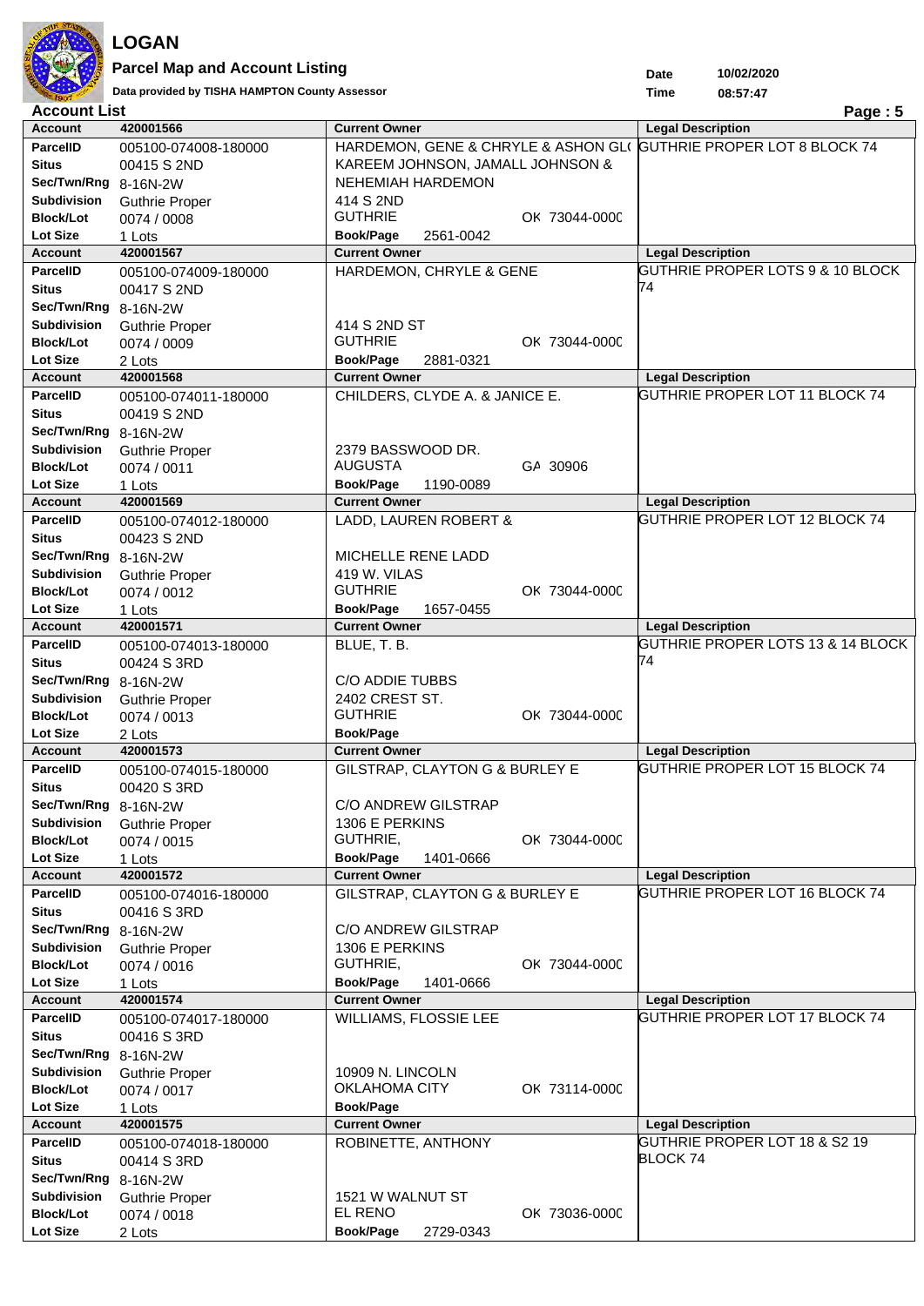# LOGAN

## Parcel Map and Account Listing

Data provided by TISHA HAMPTON County Assessor

Date 10/02/2020
Time 08:57:47

**Account List**

| Account | 420001566 | Current Owner | Legal Description |
|---|---|---|---|
| ParcelID | 005100-074008-180000 | HARDEMON, GENE & CHRYLE & ASHON GL( | GUTHRIE PROPER LOT 8 BLOCK 74 |
| Situs | 00415 S 2ND | KAREEM JOHNSON, JAMALL JOHNSON & | |
| Sec/Twn/Rng | 8-16N-2W | NEHEMIAH HARDEMON | |
| Subdivision | Guthrie Proper | 414 S 2ND | |
| Block/Lot | 0074 / 0008 | GUTHRIE OK 73044-0000 | |
| Lot Size | 1 Lots | Book/Page 2561-0042 | |
| **Account** | **420001567** | **Current Owner** | **Legal Description** |
| ParcelID | 005100-074009-180000 | HARDEMON, CHRYLE & GENE | GUTHRIE PROPER LOTS 9 & 10 BLOCK 74 |
| Situs | 00417 S 2ND | | |
| Sec/Twn/Rng | 8-16N-2W | | |
| Subdivision | Guthrie Proper | 414 S 2ND ST | |
| Block/Lot | 0074 / 0009 | GUTHRIE OK 73044-0000 | |
| Lot Size | 2 Lots | Book/Page 2881-0321 | |
| **Account** | **420001568** | **Current Owner** | **Legal Description** |
| ParcelID | 005100-074011-180000 | CHILDERS, CLYDE A. & JANICE E. | GUTHRIE PROPER LOT 11 BLOCK 74 |
| Situs | 00419 S 2ND | | |
| Sec/Twn/Rng | 8-16N-2W | | |
| Subdivision | Guthrie Proper | 2379 BASSWOOD DR. | |
| Block/Lot | 0074 / 0011 | AUGUSTA GA 30906 | |
| Lot Size | 1 Lots | Book/Page 1190-0089 | |
| **Account** | **420001569** | **Current Owner** | **Legal Description** |
| ParcelID | 005100-074012-180000 | LADD, LAUREN ROBERT & | GUTHRIE PROPER LOT 12 BLOCK 74 |
| Situs | 00423 S 2ND | | |
| Sec/Twn/Rng | 8-16N-2W | MICHELLE RENE LADD | |
| Subdivision | Guthrie Proper | 419 W. VILAS | |
| Block/Lot | 0074 / 0012 | GUTHRIE OK 73044-0000 | |
| Lot Size | 1 Lots | Book/Page 1657-0455 | |
| **Account** | **420001571** | **Current Owner** | **Legal Description** |
| ParcelID | 005100-074013-180000 | BLUE, T. B. | GUTHRIE PROPER LOTS 13 & 14 BLOCK 74 |
| Situs | 00424 S 3RD | | |
| Sec/Twn/Rng | 8-16N-2W | C/O ADDIE TUBBS | |
| Subdivision | Guthrie Proper | 2402 CREST ST. | |
| Block/Lot | 0074 / 0013 | GUTHRIE OK 73044-0000 | |
| Lot Size | 2 Lots | Book/Page | |
| **Account** | **420001573** | **Current Owner** | **Legal Description** |
| ParcelID | 005100-074015-180000 | GILSTRAP, CLAYTON G & BURLEY E | GUTHRIE PROPER LOT 15 BLOCK 74 |
| Situs | 00420 S 3RD | | |
| Sec/Twn/Rng | 8-16N-2W | C/O ANDREW GILSTRAP | |
| Subdivision | Guthrie Proper | 1306 E PERKINS | |
| Block/Lot | 0074 / 0015 | GUTHRIE, OK 73044-0000 | |
| Lot Size | 1 Lots | Book/Page 1401-0666 | |
| **Account** | **420001572** | **Current Owner** | **Legal Description** |
| ParcelID | 005100-074016-180000 | GILSTRAP, CLAYTON G & BURLEY E | GUTHRIE PROPER LOT 16 BLOCK 74 |
| Situs | 00416 S 3RD | | |
| Sec/Twn/Rng | 8-16N-2W | C/O ANDREW GILSTRAP | |
| Subdivision | Guthrie Proper | 1306 E PERKINS | |
| Block/Lot | 0074 / 0016 | GUTHRIE, OK 73044-0000 | |
| Lot Size | 1 Lots | Book/Page 1401-0666 | |
| **Account** | **420001574** | **Current Owner** | **Legal Description** |
| ParcelID | 005100-074017-180000 | WILLIAMS, FLOSSIE LEE | GUTHRIE PROPER LOT 17 BLOCK 74 |
| Situs | 00416 S 3RD | | |
| Sec/Twn/Rng | 8-16N-2W | | |
| Subdivision | Guthrie Proper | 10909 N. LINCOLN | |
| Block/Lot | 0074 / 0017 | OKLAHOMA CITY OK 73114-0000 | |
| Lot Size | 1 Lots | Book/Page | |
| **Account** | **420001575** | **Current Owner** | **Legal Description** |
| ParcelID | 005100-074018-180000 | ROBINETTE, ANTHONY | GUTHRIE PROPER LOT 18 & S2 19 BLOCK 74 |
| Situs | 00414 S 3RD | | |
| Sec/Twn/Rng | 8-16N-2W | | |
| Subdivision | Guthrie Proper | 1521 W WALNUT ST | |
| Block/Lot | 0074 / 0018 | EL RENO OK 73036-0000 | |
| Lot Size | 2 Lots | Book/Page 2729-0343 | |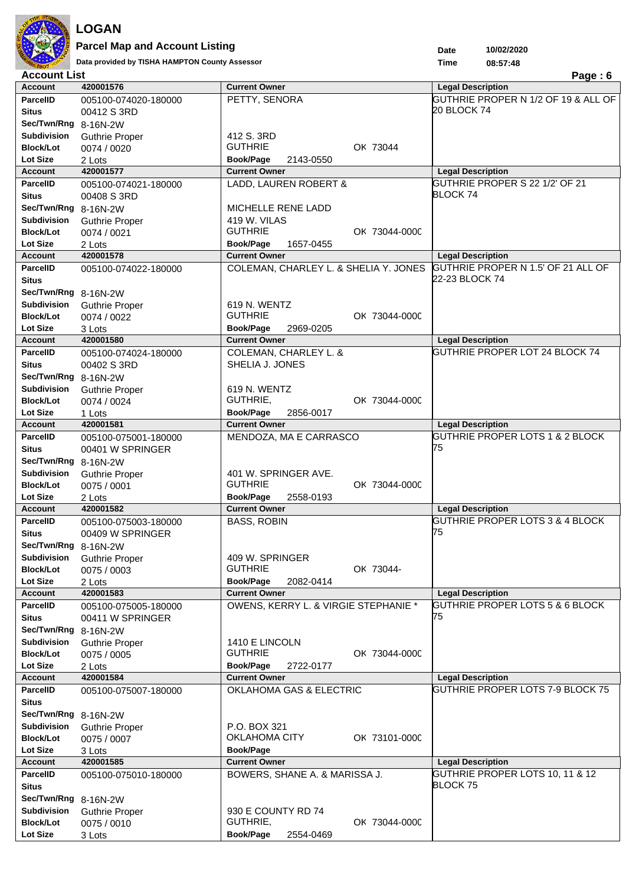# LOGAN

**Parcel Map and Account Listing**

**Data provided by TISHA HAMPTON County Assessor**

**Date** 10/02/2020
**Time** 08:57:48

**Account List**

| Account | 420001576 | Current Owner | Legal Description |
|---|---|---|---|
| ParcelID | 005100-074020-180000 | PETTY, SENORA | GUTHRIE PROPER N 1/2 OF 19 & ALL OF 20 BLOCK 74 |
| Situs | 00412 S 3RD | | |
| Sec/Twn/Rng | 8-16N-2W | | |
| Subdivision | Guthrie Proper | 412 S. 3RD | |
| Block/Lot | 0074 / 0020 | GUTHRIE OK 73044 | |
| Lot Size | 2 Lots | Book/Page 2143-0550 | |
| **Account** | **420001577** | **Current Owner** | **Legal Description** |
| ParcelID | 005100-074021-180000 | LADD, LAUREN ROBERT & | GUTHRIE PROPER S 22 1/2' OF 21 BLOCK 74 |
| Situs | 00408 S 3RD | | |
| Sec/Twn/Rng | 8-16N-2W | MICHELLE RENE LADD | |
| Subdivision | Guthrie Proper | 419 W. VILAS | |
| Block/Lot | 0074 / 0021 | GUTHRIE OK 73044-0000 | |
| Lot Size | 2 Lots | Book/Page 1657-0455 | |
| **Account** | **420001578** | **Current Owner** | **Legal Description** |
| ParcelID | 005100-074022-180000 | COLEMAN, CHARLEY L. & SHELIA Y. JONES | GUTHRIE PROPER N 1.5' OF 21 ALL OF 22-23 BLOCK 74 |
| Situs | | | |
| Sec/Twn/Rng | 8-16N-2W | | |
| Subdivision | Guthrie Proper | 619 N. WENTZ | |
| Block/Lot | 0074 / 0022 | GUTHRIE OK 73044-0000 | |
| Lot Size | 3 Lots | Book/Page 2969-0205 | |
| **Account** | **420001580** | **Current Owner** | **Legal Description** |
| ParcelID | 005100-074024-180000 | COLEMAN, CHARLEY L. & | GUTHRIE PROPER LOT 24 BLOCK 74 |
| Situs | 00402 S 3RD | SHELIA J. JONES | |
| Sec/Twn/Rng | 8-16N-2W | | |
| Subdivision | Guthrie Proper | 619 N. WENTZ | |
| Block/Lot | 0074 / 0024 | GUTHRIE, OK 73044-0000 | |
| Lot Size | 1 Lots | Book/Page 2856-0017 | |
| **Account** | **420001581** | **Current Owner** | **Legal Description** |
| ParcelID | 005100-075001-180000 | MENDOZA, MA E CARRASCO | GUTHRIE PROPER LOTS 1 & 2 BLOCK 75 |
| Situs | 00401 W SPRINGER | | |
| Sec/Twn/Rng | 8-16N-2W | | |
| Subdivision | Guthrie Proper | 401 W. SPRINGER AVE. | |
| Block/Lot | 0075 / 0001 | GUTHRIE OK 73044-0000 | |
| Lot Size | 2 Lots | Book/Page 2558-0193 | |
| **Account** | **420001582** | **Current Owner** | **Legal Description** |
| ParcelID | 005100-075003-180000 | BASS, ROBIN | GUTHRIE PROPER LOTS 3 & 4 BLOCK 75 |
| Situs | 00409 W SPRINGER | | |
| Sec/Twn/Rng | 8-16N-2W | | |
| Subdivision | Guthrie Proper | 409 W. SPRINGER | |
| Block/Lot | 0075 / 0003 | GUTHRIE OK 73044- | |
| Lot Size | 2 Lots | Book/Page 2082-0414 | |
| **Account** | **420001583** | **Current Owner** | **Legal Description** |
| ParcelID | 005100-075005-180000 | OWENS, KERRY L. & VIRGIE STEPHANIE * | GUTHRIE PROPER LOTS 5 & 6 BLOCK 75 |
| Situs | 00411 W SPRINGER | | |
| Sec/Twn/Rng | 8-16N-2W | | |
| Subdivision | Guthrie Proper | 1410 E LINCOLN | |
| Block/Lot | 0075 / 0005 | GUTHRIE OK 73044-0000 | |
| Lot Size | 2 Lots | Book/Page 2722-0177 | |
| **Account** | **420001584** | **Current Owner** | **Legal Description** |
| ParcelID | 005100-075007-180000 | OKLAHOMA GAS & ELECTRIC | GUTHRIE PROPER LOTS 7-9 BLOCK 75 |
| Situs | | | |
| Sec/Twn/Rng | 8-16N-2W | | |
| Subdivision | Guthrie Proper | P.O. BOX 321 | |
| Block/Lot | 0075 / 0007 | OKLAHOMA CITY OK 73101-0000 | |
| Lot Size | 3 Lots | Book/Page | |
| **Account** | **420001585** | **Current Owner** | **Legal Description** |
| ParcelID | 005100-075010-180000 | BOWERS, SHANE A. & MARISSA J. | GUTHRIE PROPER LOTS 10, 11 & 12 BLOCK 75 |
| Situs | | | |
| Sec/Twn/Rng | 8-16N-2W | | |
| Subdivision | Guthrie Proper | 930 E COUNTY RD 74 | |
| Block/Lot | 0075 / 0010 | GUTHRIE, OK 73044-0000 | |
| Lot Size | 3 Lots | Book/Page 2554-0469 | |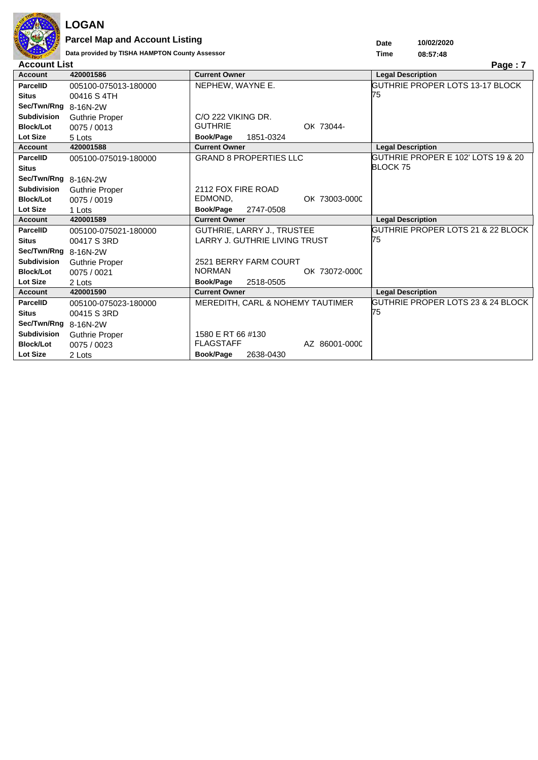# LOGAN

## Parcel Map and Account Listing

**Data provided by TISHA HAMPTON County Assessor**

**Date** 10/02/2020
**Time** 08:57:48

**Account List**

| Account | 420001586 | Current Owner | Legal Description |
|---|---|---|---|
| ParcelID | 005100-075013-180000 | NEPHEW, WAYNE E. | GUTHRIE PROPER LOTS 13-17 BLOCK 75 |
| Situs | 00416 S 4TH | | |
| Sec/Twn/Rng | 8-16N-2W | | |
| Subdivision | Guthrie Proper | C/O 222 VIKING DR. | |
| Block/Lot | 0075 / 0013 | GUTHRIE OK 73044- | |
| Lot Size | 5 Lots | **Book/Page** 1851-0324 | |
| **Account** | **420001588** | **Current Owner** | **Legal Description** |
| ParcelID | 005100-075019-180000 | GRAND 8 PROPERTIES LLC | GUTHRIE PROPER E 102' LOTS 19 & 20 BLOCK 75 |
| Situs | | | |
| Sec/Twn/Rng | 8-16N-2W | | |
| Subdivision | Guthrie Proper | 2112 FOX FIRE ROAD | |
| Block/Lot | 0075 / 0019 | EDMOND, OK 73003-0000 | |
| Lot Size | 1 Lots | **Book/Page** 2747-0508 | |
| **Account** | **420001589** | **Current Owner** | **Legal Description** |
| ParcelID | 005100-075021-180000 | GUTHRIE, LARRY J., TRUSTEE | GUTHRIE PROPER LOTS 21 & 22 BLOCK 75 |
| Situs | 00417 S 3RD | LARRY J. GUTHRIE LIVING TRUST | |
| Sec/Twn/Rng | 8-16N-2W | | |
| Subdivision | Guthrie Proper | 2521 BERRY FARM COURT | |
| Block/Lot | 0075 / 0021 | NORMAN OK 73072-0000 | |
| Lot Size | 2 Lots | **Book/Page** 2518-0505 | |
| **Account** | **420001590** | **Current Owner** | **Legal Description** |
| ParcelID | 005100-075023-180000 | MEREDITH, CARL & NOHEMY TAUTIMER | GUTHRIE PROPER LOTS 23 & 24 BLOCK 75 |
| Situs | 00415 S 3RD | | |
| Sec/Twn/Rng | 8-16N-2W | | |
| Subdivision | Guthrie Proper | 1580 E RT 66 #130 | |
| Block/Lot | 0075 / 0023 | FLAGSTAFF AZ 86001-0000 | |
| Lot Size | 2 Lots | **Book/Page** 2638-0430 | |